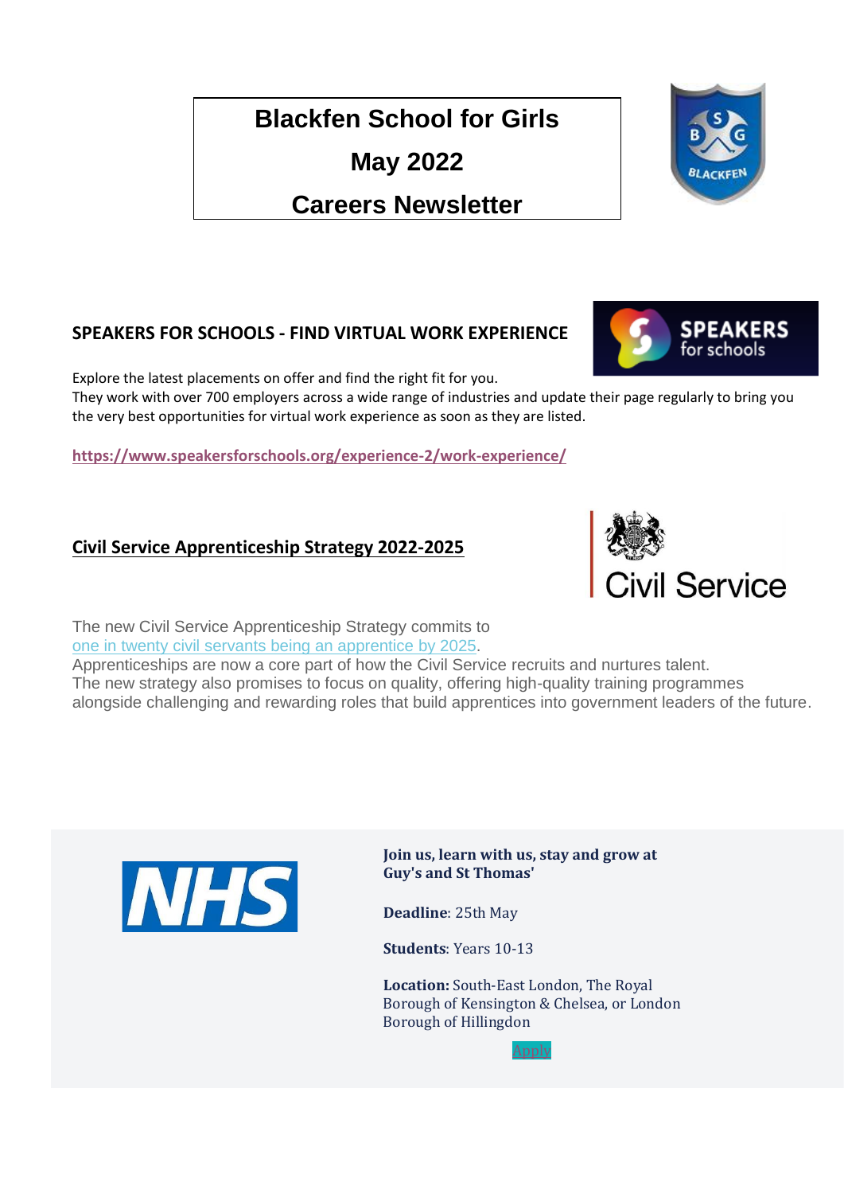# Blackfen School for Girls

# May 2022

# Careers Newsletter

## SPEAKERS FOR SCHOOLS - FIND VIRTUAL WORK EXPERIENCE

Explore the latest placements on offer and find the right fit for you.
They work with over 700 employers across a wide range of industries and update their page regularly to bring you the very best opportunities for virtual work experience as soon as they are listed.

https://www.speakersforschools.org/experience-2/work-experience/

## Civil Service Apprenticeship Strategy 2022-2025

The new Civil Service Apprenticeship Strategy commits to one in twenty civil servants being an apprentice by 2025.
Apprenticeships are now a core part of how the Civil Service recruits and nurtures talent.
The new strategy also promises to focus on quality, offering high-quality training programmes alongside challenging and rewarding roles that build apprentices into government leaders of the future.

**Join us, learn with us, stay and grow at Guy's and St Thomas'**

**Deadline**: 25th May

**Students**: Years 10-13

**Location:** South-East London, The Royal Borough of Kensington & Chelsea, or London Borough of Hillingdon

Apply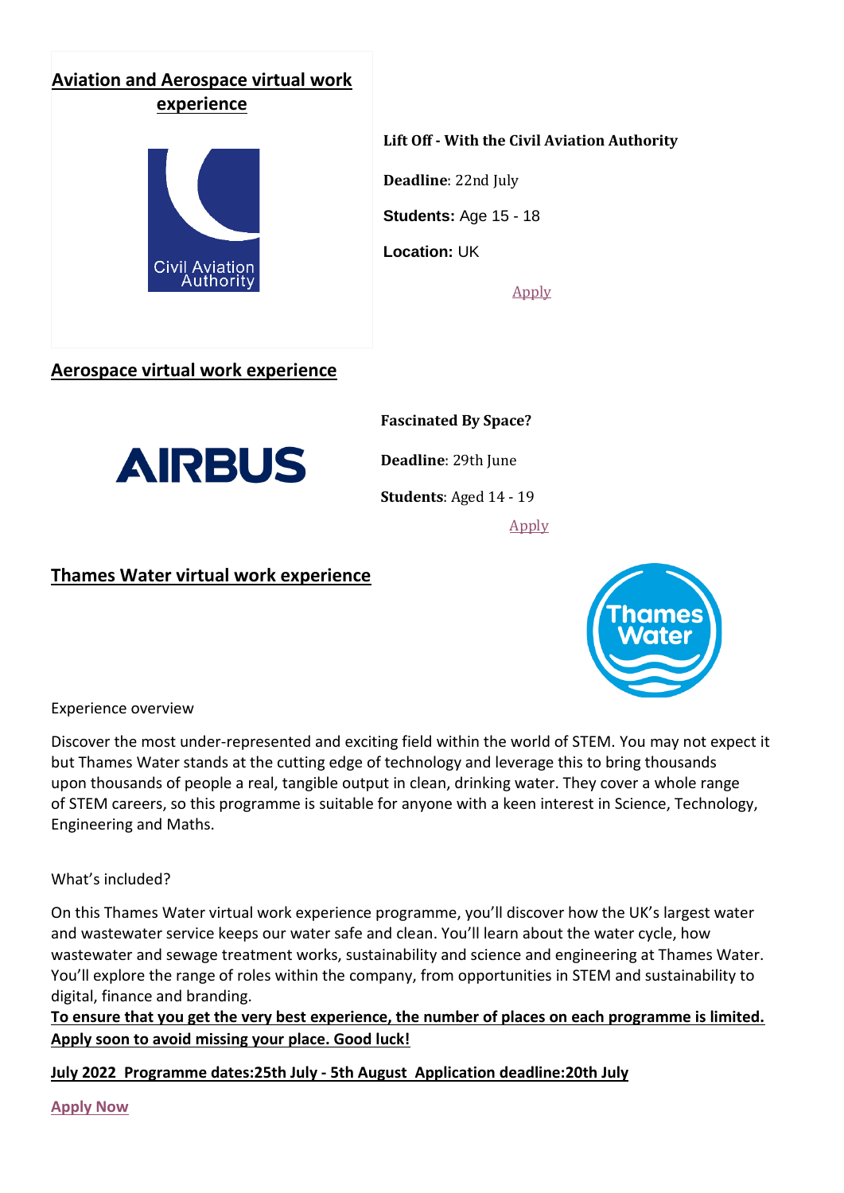## Aviation and Aerospace virtual work experience

**Lift Off - With the Civil Aviation Authority**

**Deadline**: 22nd July

**Students:** Age 15 - 18

**Location:** UK

Apply

## Aerospace virtual work experience

**Fascinated By Space?**

**Deadline**: 29th June

**Students**: Aged 14 - 19

Apply

## Thames Water virtual work experience

Experience overview

Discover the most under-represented and exciting field within the world of STEM. You may not expect it but Thames Water stands at the cutting edge of technology and leverage this to bring thousands upon thousands of people a real, tangible output in clean, drinking water. They cover a whole range of STEM careers, so this programme is suitable for anyone with a keen interest in Science, Technology, Engineering and Maths.

What's included?

On this Thames Water virtual work experience programme, you'll discover how the UK's largest water and wastewater service keeps our water safe and clean. You'll learn about the water cycle, how wastewater and sewage treatment works, sustainability and science and engineering at Thames Water. You'll explore the range of roles within the company, from opportunities in STEM and sustainability to digital, finance and branding.

**To ensure that you get the very best experience, the number of places on each programme is limited. Apply soon to avoid missing your place. Good luck!**

**July 2022 Programme dates:25th July - 5th August Application deadline:20th July**

**Apply Now**